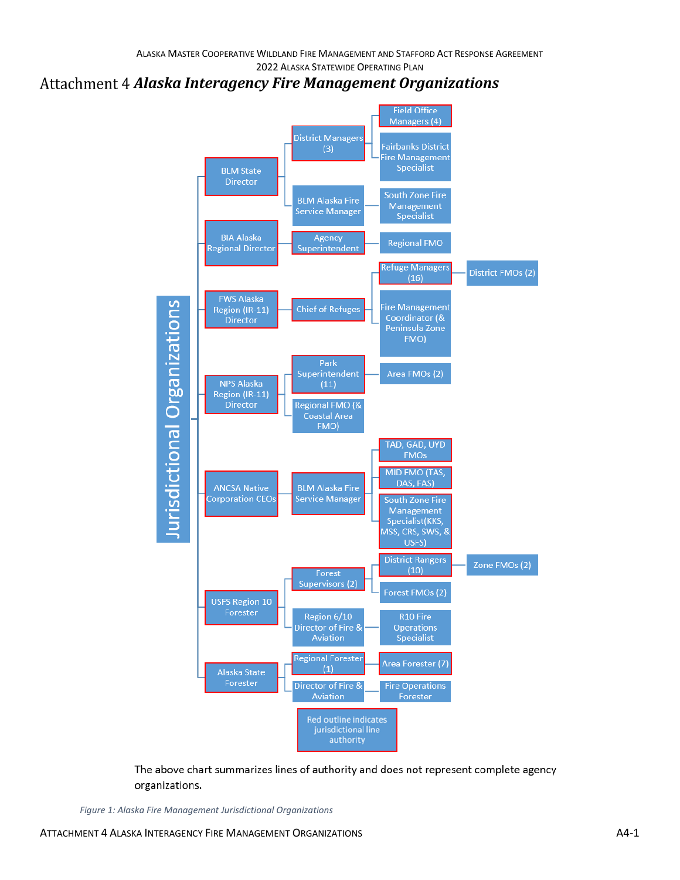# Attachment 4 *Alaska Interagency Fire Management Organizations*

**Jurisdictional Organizations**

- **BLM State Director**
  - District Managers (3)
    - Field Office Managers (4)
    - Fairbanks District Fire Management Specialist
  - BLM Alaska Fire Service Manager
    - South Zone Fire Management Specialist
- **BIA Alaska Regional Director**
  - Agency Superintendent
    - Regional FMO
- **FWS Alaska Region (IR-11) Director**
  - Chief of Refuges
    - Refuge Managers (16)
      - District FMOs (2)
    - Fire Management Coordinator (& Peninsula Zone FMO)
- **NPS Alaska Region (IR-11) Director**
  - Park Superintendent (11)
    - Area FMOs (2)
  - Regional FMO (& Coastal Area FMO)
- **ANCSA Native Corporation CEOs**
  - BLM Alaska Fire Service Manager
    - TAD, GAD, UYD FMOs
    - MID FMO (TAS, DAS, FAS)
    - South Zone Fire Management Specialist(KKS, MSS, CRS, SWS, & USFS)
- **USFS Region 10 Forester**
  - Forest Supervisors (2)
    - District Rangers (10)
      - Zone FMOs (2)
    - Forest FMOs (2)
  - Region 6/10 Director of Fire & Aviation
    - R10 Fire Operations Specialist
- **Alaska State Forester**
  - Regional Forester (1)
    - Area Forester (7)
  - Director of Fire & Aviation
    - Fire Operations Forester

Red outline indicates jurisdictional line authority

The above chart summarizes lines of authority and does not represent complete agency organizations.

*Figure 1: Alaska Fire Management Jurisdictional Organizations*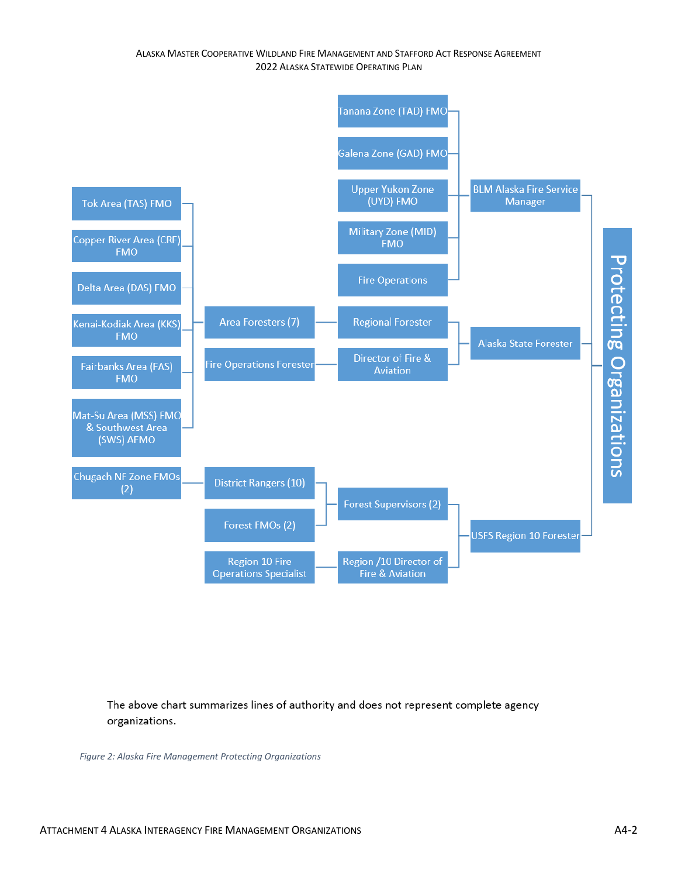- Protecting Organizations
  - BLM Alaska Fire Service Manager
    - Tanana Zone (TAD) FMO
    - Galena Zone (GAD) FMO
    - Upper Yukon Zone (UYD) FMO
    - Military Zone (MID) FMO
    - Fire Operations
  - Alaska State Forester
    - Regional Forester
      - Area Foresters (7)
        - Tok Area (TAS) FMO
        - Copper River Area (CRF) FMO
        - Delta Area (DAS) FMO
        - Kenai-Kodiak Area (KKS) FMO
        - Fairbanks Area (FAS) FMO
        - Mat-Su Area (MSS) FMO & Southwest Area (SWS) AFMO
    - Director of Fire & Aviation
      - Fire Operations Forester
  - USFS Region 10 Forester
    - Forest Supervisors (2)
      - District Rangers (10)
        - Chugach NF Zone FMOs (2)
      - Forest FMOs (2)
    - Region /10 Director of Fire & Aviation
      - Region 10 Fire Operations Specialist

The above chart summarizes lines of authority and does not represent complete agency organizations.

*Figure 2: Alaska Fire Management Protecting Organizations*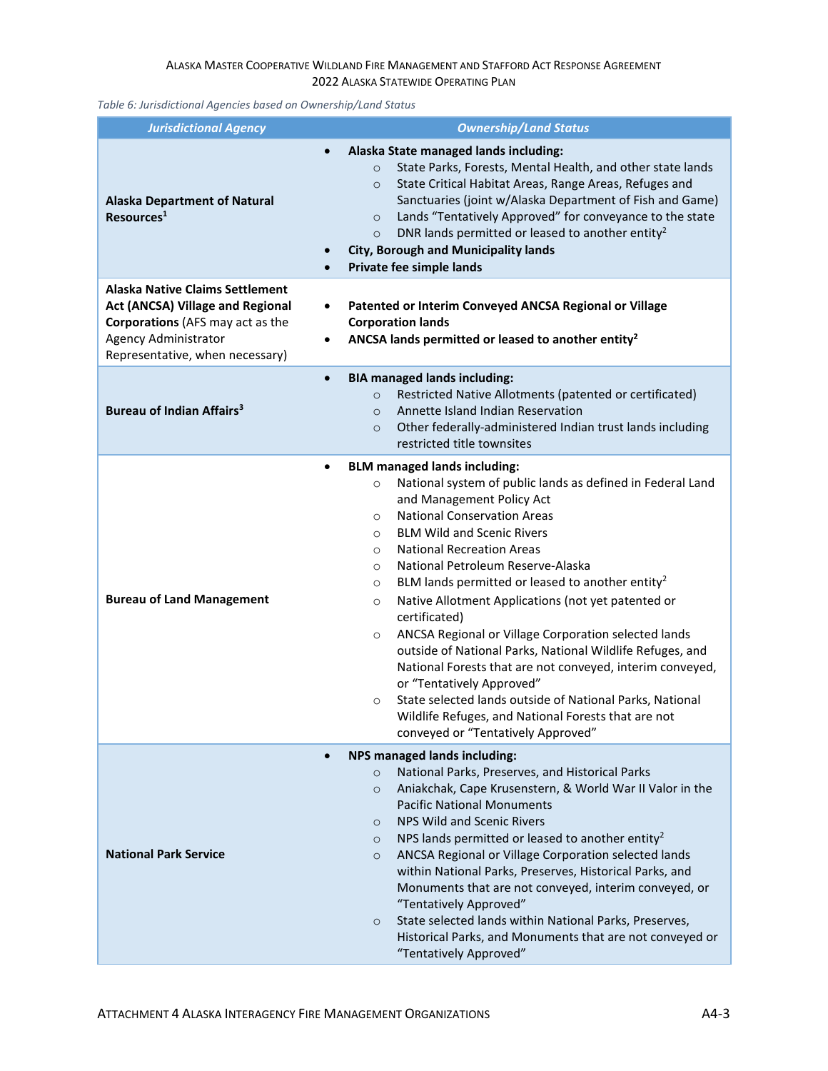*Table 6: Jurisdictional Agencies based on Ownership/Land Status*

| *Jurisdictional Agency* | *Ownership/Land Status* |
|---|---|
| **Alaska Department of Natural Resources**[1] | • **Alaska State managed lands including:**<br>  ○ State Parks, Forests, Mental Health, and other state lands<br>  ○ State Critical Habitat Areas, Range Areas, Refuges and Sanctuaries (joint w/Alaska Department of Fish and Game)<br>  ○ Lands "Tentatively Approved" for conveyance to the state<br>  ○ DNR lands permitted or leased to another entity[2]<br>• **City, Borough and Municipality lands**<br>• **Private fee simple lands** |
| **Alaska Native Claims Settlement Act (ANCSA) Village and Regional Corporations** (AFS may act as the Agency Administrator Representative, when necessary) | • **Patented or Interim Conveyed ANCSA Regional or Village Corporation lands**<br>• **ANCSA lands permitted or leased to another entity**[2] |
| **Bureau of Indian Affairs**[3] | • **BIA managed lands including:**<br>  ○ Restricted Native Allotments (patented or certificated)<br>  ○ Annette Island Indian Reservation<br>  ○ Other federally-administered Indian trust lands including restricted title townsites |
| **Bureau of Land Management** | • **BLM managed lands including:**<br>  ○ National system of public lands as defined in Federal Land and Management Policy Act<br>  ○ National Conservation Areas<br>  ○ BLM Wild and Scenic Rivers<br>  ○ National Recreation Areas<br>  ○ National Petroleum Reserve-Alaska<br>  ○ BLM lands permitted or leased to another entity[2]<br>  ○ Native Allotment Applications (not yet patented or certificated)<br>  ○ ANCSA Regional or Village Corporation selected lands outside of National Parks, National Wildlife Refuges, and National Forests that are not conveyed, interim conveyed, or "Tentatively Approved"<br>  ○ State selected lands outside of National Parks, National Wildlife Refuges, and National Forests that are not conveyed or "Tentatively Approved" |
| **National Park Service** | • **NPS managed lands including:**<br>  ○ National Parks, Preserves, and Historical Parks<br>  ○ Aniakchak, Cape Krusenstern, & World War II Valor in the Pacific National Monuments<br>  ○ NPS Wild and Scenic Rivers<br>  ○ NPS lands permitted or leased to another entity[2]<br>  ○ ANCSA Regional or Village Corporation selected lands within National Parks, Preserves, Historical Parks, and Monuments that are not conveyed, interim conveyed, or "Tentatively Approved"<br>  ○ State selected lands within National Parks, Preserves, Historical Parks, and Monuments that are not conveyed or "Tentatively Approved" |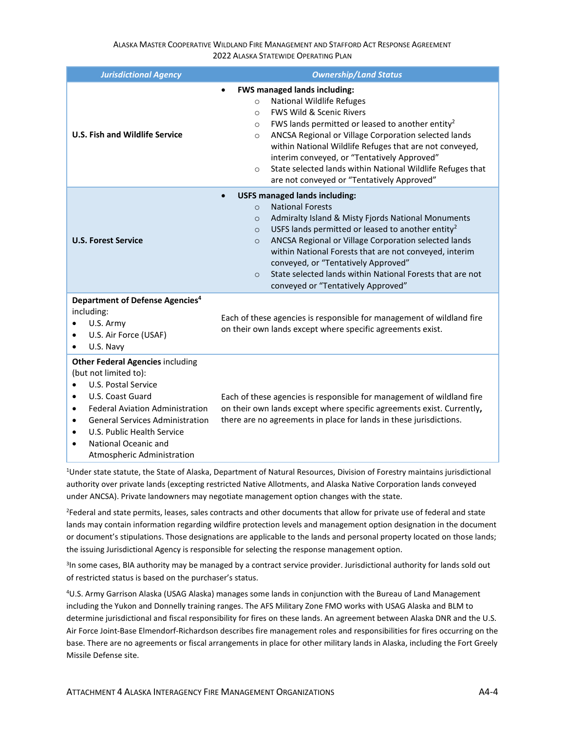| *Jurisdictional Agency* | *Ownership/Land Status* |
|---|---|
| **U.S. Fish and Wildlife Service** | • **FWS managed lands including:**<br>○ National Wildlife Refuges<br>○ FWS Wild & Scenic Rivers<br>○ FWS lands permitted or leased to another entity[2]<br>○ ANCSA Regional or Village Corporation selected lands within National Wildlife Refuges that are not conveyed, interim conveyed, or "Tentatively Approved"<br>○ State selected lands within National Wildlife Refuges that are not conveyed or "Tentatively Approved" |
| **U.S. Forest Service** | • **USFS managed lands including:**<br>○ National Forests<br>○ Admiralty Island & Misty Fjords National Monuments<br>○ USFS lands permitted or leased to another entity[2]<br>○ ANCSA Regional or Village Corporation selected lands within National Forests that are not conveyed, interim conveyed, or "Tentatively Approved"<br>○ State selected lands within National Forests that are not conveyed or "Tentatively Approved" |
| **Department of Defense Agencies**[4] including:<br>• U.S. Army<br>• U.S. Air Force (USAF)<br>• U.S. Navy | Each of these agencies is responsible for management of wildland fire on their own lands except where specific agreements exist. |
| **Other Federal Agencies** including (but not limited to):<br>• U.S. Postal Service<br>• U.S. Coast Guard<br>• Federal Aviation Administration<br>• General Services Administration<br>• U.S. Public Health Service<br>• National Oceanic and Atmospheric Administration | Each of these agencies is responsible for management of wildland fire on their own lands except where specific agreements exist. Currently, there are no agreements in place for lands in these jurisdictions. |

[1]Under state statute, the State of Alaska, Department of Natural Resources, Division of Forestry maintains jurisdictional authority over private lands (excepting restricted Native Allotments, and Alaska Native Corporation lands conveyed under ANCSA). Private landowners may negotiate management option changes with the state.

[2]Federal and state permits, leases, sales contracts and other documents that allow for private use of federal and state lands may contain information regarding wildfire protection levels and management option designation in the document or document's stipulations. Those designations are applicable to the lands and personal property located on those lands; the issuing Jurisdictional Agency is responsible for selecting the response management option.

[3]In some cases, BIA authority may be managed by a contract service provider. Jurisdictional authority for lands sold out of restricted status is based on the purchaser's status.

[4]U.S. Army Garrison Alaska (USAG Alaska) manages some lands in conjunction with the Bureau of Land Management including the Yukon and Donnelly training ranges. The AFS Military Zone FMO works with USAG Alaska and BLM to determine jurisdictional and fiscal responsibility for fires on these lands. An agreement between Alaska DNR and the U.S. Air Force Joint-Base Elmendorf-Richardson describes fire management roles and responsibilities for fires occurring on the base. There are no agreements or fiscal arrangements in place for other military lands in Alaska, including the Fort Greely Missile Defense site.